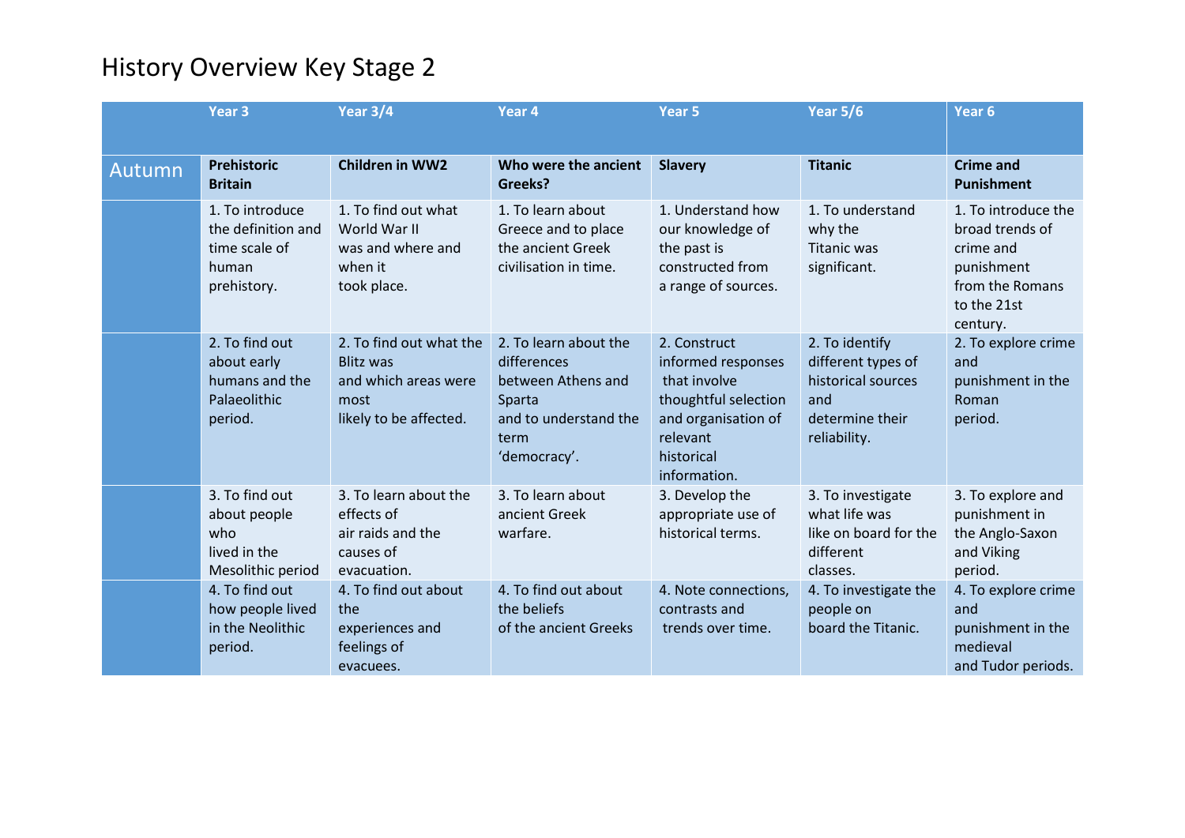# History Overview Key Stage 2

| | Year 3 | Year 3/4 | Year 4 | Year 5 | Year 5/6 | Year 6 |
|---|---|---|---|---|---|---|
| Autumn | **Prehistoric Britain** | **Children in WW2** | **Who were the ancient Greeks?** | **Slavery** | **Titanic** | **Crime and Punishment** |
| | 1. To introduce the definition and time scale of human prehistory. | 1. To find out what World War II was and where and when it took place. | 1. To learn about Greece and to place the ancient Greek civilisation in time. | 1. Understand how our knowledge of the past is constructed from a range of sources. | 1. To understand why the Titanic was significant. | 1. To introduce the broad trends of crime and punishment from the Romans to the 21st century. |
| | 2. To find out about early humans and the Palaeolithic period. | 2. To find out what the Blitz was and which areas were most likely to be affected. | 2. To learn about the differences between Athens and Sparta and to understand the term 'democracy'. | 2. Construct informed responses that involve thoughtful selection and organisation of relevant historical information. | 2. To identify different types of historical sources and determine their reliability. | 2. To explore crime and punishment in the Roman period. |
| | 3. To find out about people who lived in the Mesolithic period | 3. To learn about the effects of air raids and the causes of evacuation. | 3. To learn about ancient Greek warfare. | 3. Develop the appropriate use of historical terms. | 3. To investigate what life was like on board for the different classes. | 3. To explore and punishment in the Anglo-Saxon and Viking period. |
| | 4. To find out how people lived in the Neolithic period. | 4. To find out about the experiences and feelings of evacuees. | 4. To find out about the beliefs of the ancient Greeks | 4. Note connections, contrasts and trends over time. | 4. To investigate the people on board the Titanic. | 4. To explore crime and punishment in the medieval and Tudor periods. |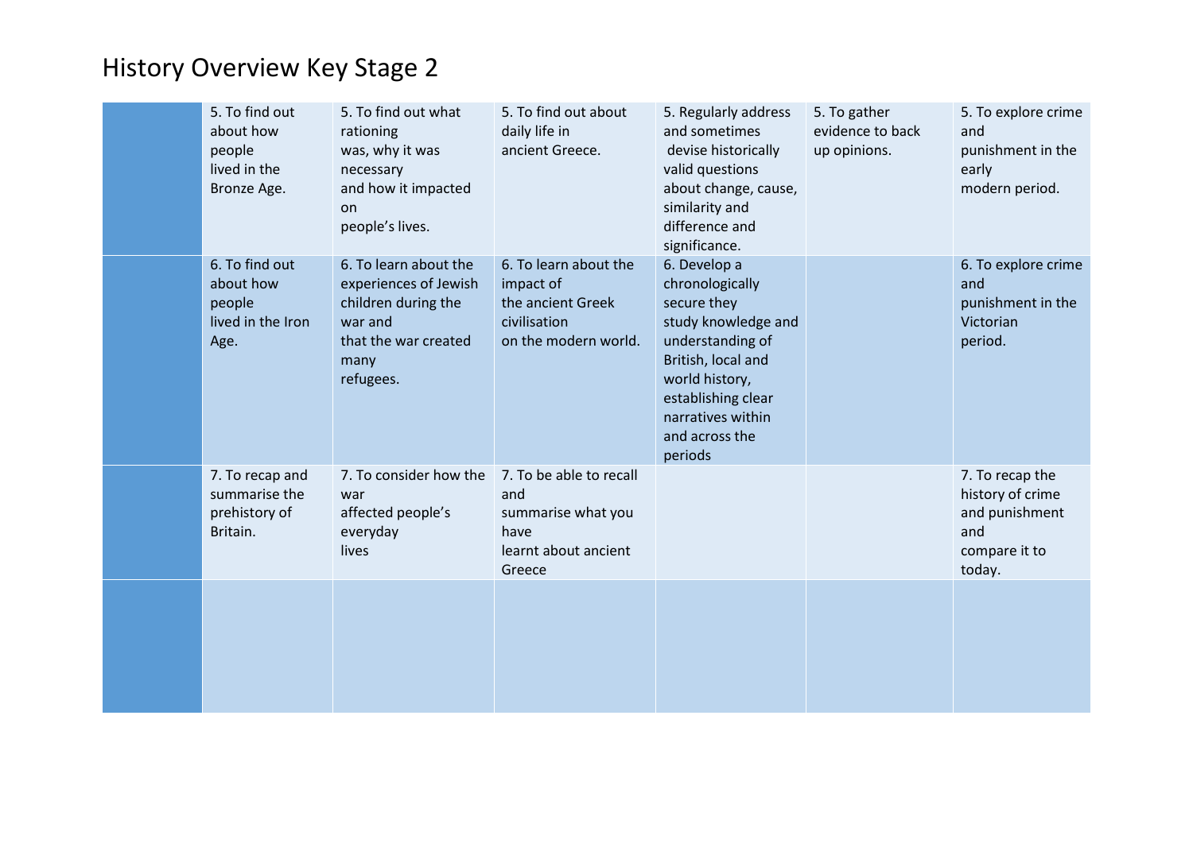# History Overview Key Stage 2

| | | | | | | |
|---|---|---|---|---|---|---|
| | 5. To find out about how people lived in the Bronze Age. | 5. To find out what rationing was, why it was necessary and how it impacted on people's lives. | 5. To find out about daily life in ancient Greece. | 5. Regularly address and sometimes devise historically valid questions about change, cause, similarity and difference and significance. | 5. To gather evidence to back up opinions. | 5. To explore crime and punishment in the early modern period. |
| | 6. To find out about how people lived in the Iron Age. | 6. To learn about the experiences of Jewish children during the war and that the war created many refugees. | 6. To learn about the impact of the ancient Greek civilisation on the modern world. | 6. Develop a chronologically secure they study knowledge and understanding of British, local and world history, establishing clear narratives within and across the periods | | 6. To explore crime and punishment in the Victorian period. |
| | 7. To recap and summarise the prehistory of Britain. | 7. To consider how the war affected people's everyday lives | 7. To be able to recall and summarise what you have learnt about ancient Greece | | | 7. To recap the history of crime and punishment and compare it to today. |
| | | | | | | |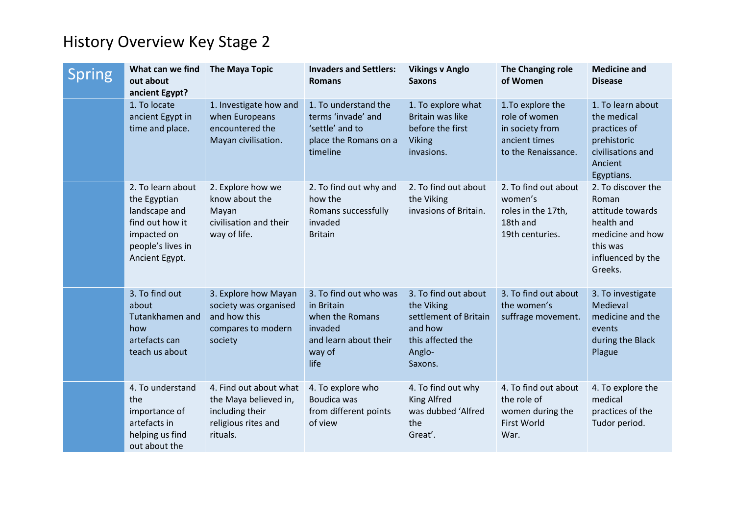# History Overview Key Stage 2

| Spring | What can we find out about ancient Egypt? | The Maya Topic | Invaders and Settlers: Romans | Vikings v Anglo Saxons | The Changing role of Women | Medicine and Disease |
|---|---|---|---|---|---|---|
| | 1. To locate ancient Egypt in time and place. | 1. Investigate how and when Europeans encountered the Mayan civilisation. | 1. To understand the terms 'invade' and 'settle' and to place the Romans on a timeline | 1. To explore what Britain was like before the first Viking invasions. | 1.To explore the role of women in society from ancient times to the Renaissance. | 1. To learn about the medical practices of prehistoric civilisations and Ancient Egyptians. |
| | 2. To learn about the Egyptian landscape and find out how it impacted on people's lives in Ancient Egypt. | 2. Explore how we know about the Mayan civilisation and their way of life. | 2. To find out why and how the Romans successfully invaded Britain | 2. To find out about the Viking invasions of Britain. | 2. To find out about women's roles in the 17th, 18th and 19th centuries. | 2. To discover the Roman attitude towards health and medicine and how this was influenced by the Greeks. |
| | 3. To find out about Tutankhamen and how artefacts can teach us about | 3. Explore how Mayan society was organised and how this compares to modern society | 3. To find out who was in Britain when the Romans invaded and learn about their way of life | 3. To find out about the Viking settlement of Britain and how this affected the Anglo-Saxons. | 3. To find out about the women's suffrage movement. | 3. To investigate Medieval medicine and the events during the Black Plague |
| | 4. To understand the importance of artefacts in helping us find out about the | 4. Find out about what the Maya believed in, including their religious rites and rituals. | 4. To explore who Boudica was from different points of view | 4. To find out why King Alfred was dubbed 'Alfred the Great'. | 4. To find out about the role of women during the First World War. | 4. To explore the medical practices of the Tudor period. |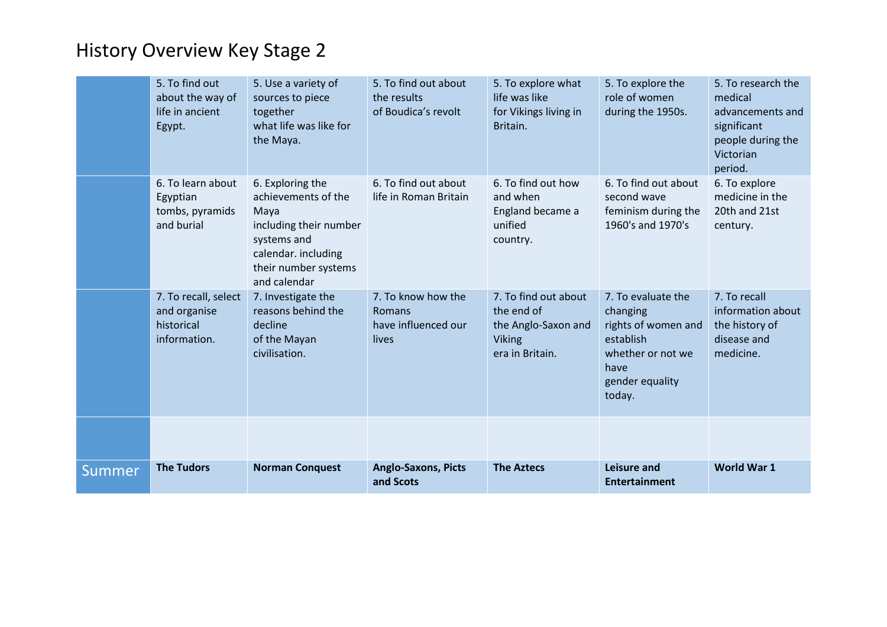# History Overview Key Stage 2

| | | | | | | |
|---|---|---|---|---|---|---|
| | 5. To find out about the way of life in ancient Egypt. | 5. Use a variety of sources to piece together what life was like for the Maya. | 5. To find out about the results of Boudica's revolt | 5. To explore what life was like for Vikings living in Britain. | 5. To explore the role of women during the 1950s. | 5. To research the medical advancements and significant people during the Victorian period. |
| | 6. To learn about Egyptian tombs, pyramids and burial | 6. Exploring the achievements of the Maya including their number systems and calendar. including their number systems and calendar | 6. To find out about life in Roman Britain | 6. To find out how and when England became a unified country. | 6. To find out about second wave feminism during the 1960's and 1970's | 6. To explore medicine in the 20th and 21st century. |
| | 7. To recall, select and organise historical information. | 7. Investigate the reasons behind the decline of the Mayan civilisation. | 7. To know how the Romans have influenced our lives | 7. To find out about the end of the Anglo-Saxon and Viking era in Britain. | 7. To evaluate the changing rights of women and establish whether or not we have gender equality today. | 7. To recall information about the history of disease and medicine. |
| | | | | | | |
| Summer | **The Tudors** | **Norman Conquest** | **Anglo-Saxons, Picts and Scots** | **The Aztecs** | **Leisure and Entertainment** | **World War 1** |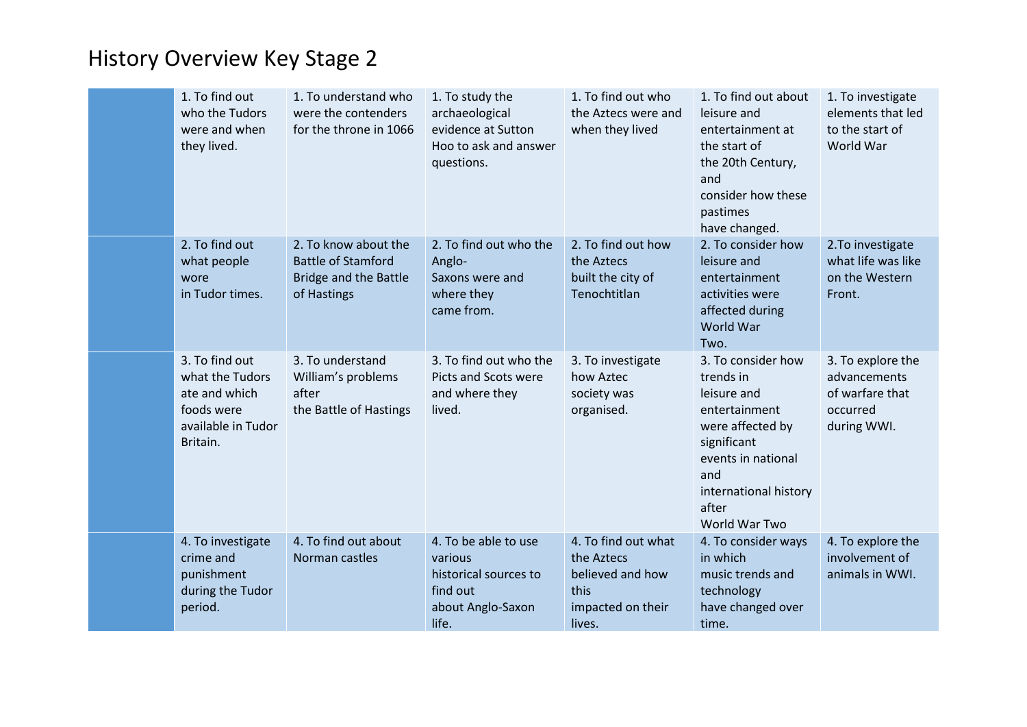# History Overview Key Stage 2

| | | | | | | |
|---|---|---|---|---|---|---|
| | 1. To find out who the Tudors were and when they lived. | 1. To understand who were the contenders for the throne in 1066 | 1. To study the archaeological evidence at Sutton Hoo to ask and answer questions. | 1. To find out who the Aztecs were and when they lived | 1. To find out about leisure and entertainment at the start of the 20th Century, and consider how these pastimes have changed. | 1. To investigate elements that led to the start of World War |
| | 2. To find out what people wore in Tudor times. | 2. To know about the Battle of Stamford Bridge and the Battle of Hastings | 2. To find out who the Anglo-Saxons were and where they came from. | 2. To find out how the Aztecs built the city of Tenochtitlan | 2. To consider how leisure and entertainment activities were affected during World War Two. | 2.To investigate what life was like on the Western Front. |
| | 3. To find out what the Tudors ate and which foods were available in Tudor Britain. | 3. To understand William's problems after the Battle of Hastings | 3. To find out who the Picts and Scots were and where they lived. | 3. To investigate how Aztec society was organised. | 3. To consider how trends in leisure and entertainment were affected by significant events in national and international history after World War Two | 3. To explore the advancements of warfare that occurred during WWI. |
| | 4. To investigate crime and punishment during the Tudor period. | 4. To find out about Norman castles | 4. To be able to use various historical sources to find out about Anglo-Saxon life. | 4. To find out what the Aztecs believed and how this impacted on their lives. | 4. To consider ways in which music trends and technology have changed over time. | 4. To explore the involvement of animals in WWI. |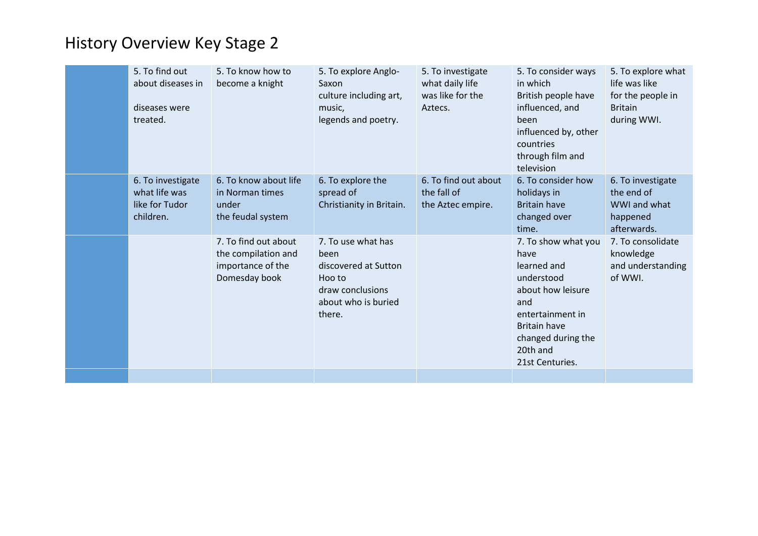# History Overview Key Stage 2

| | | | | | | |
|---|---|---|---|---|---|---|
| | 5. To find out about diseases in diseases were treated. | 5. To know how to become a knight | 5. To explore Anglo-Saxon culture including art, music, legends and poetry. | 5. To investigate what daily life was like for the Aztecs. | 5. To consider ways in which British people have influenced, and been influenced by, other countries through film and television | 5. To explore what life was like for the people in Britain during WWI. |
| | 6. To investigate what life was like for Tudor children. | 6. To know about life in Norman times under the feudal system | 6. To explore the spread of Christianity in Britain. | 6. To find out about the fall of the Aztec empire. | 6. To consider how holidays in Britain have changed over time. | 6. To investigate the end of WWI and what happened afterwards. |
| | | 7. To find out about the compilation and importance of the Domesday book | 7. To use what has been discovered at Sutton Hoo to draw conclusions about who is buried there. | | 7. To show what you have learned and understood about how leisure and entertainment in Britain have changed during the 20th and 21st Centuries. | 7. To consolidate knowledge and understanding of WWI. |
| | | | | | | |